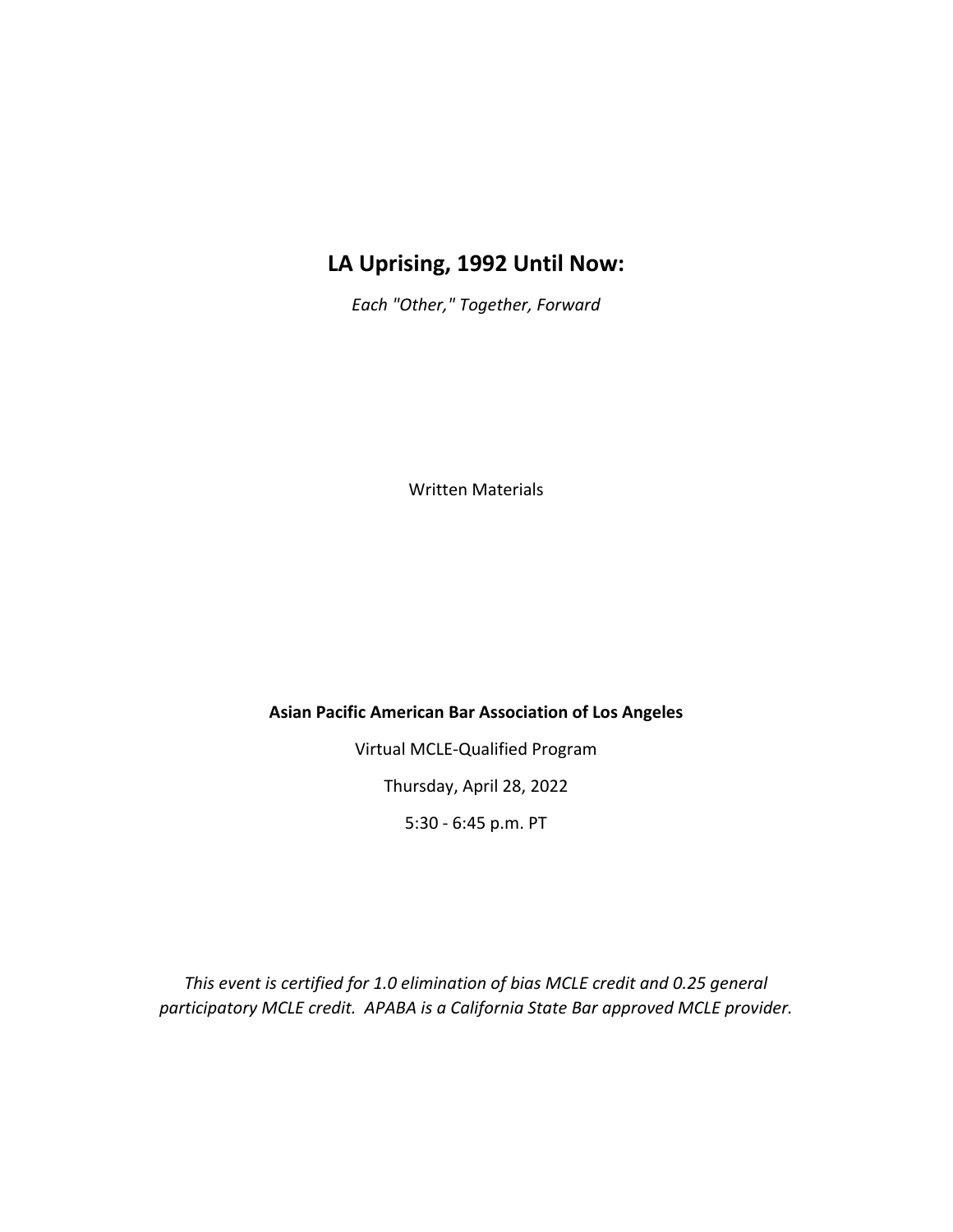# LA Uprising, 1992 Until Now:

*Each "Other," Together, Forward*

Written Materials

**Asian Pacific American Bar Association of Los Angeles**

Virtual MCLE-Qualified Program

Thursday, April 28, 2022

5:30 - 6:45 p.m. PT

*This event is certified for 1.0 elimination of bias MCLE credit and 0.25 general participatory MCLE credit. APABA is a California State Bar approved MCLE provider.*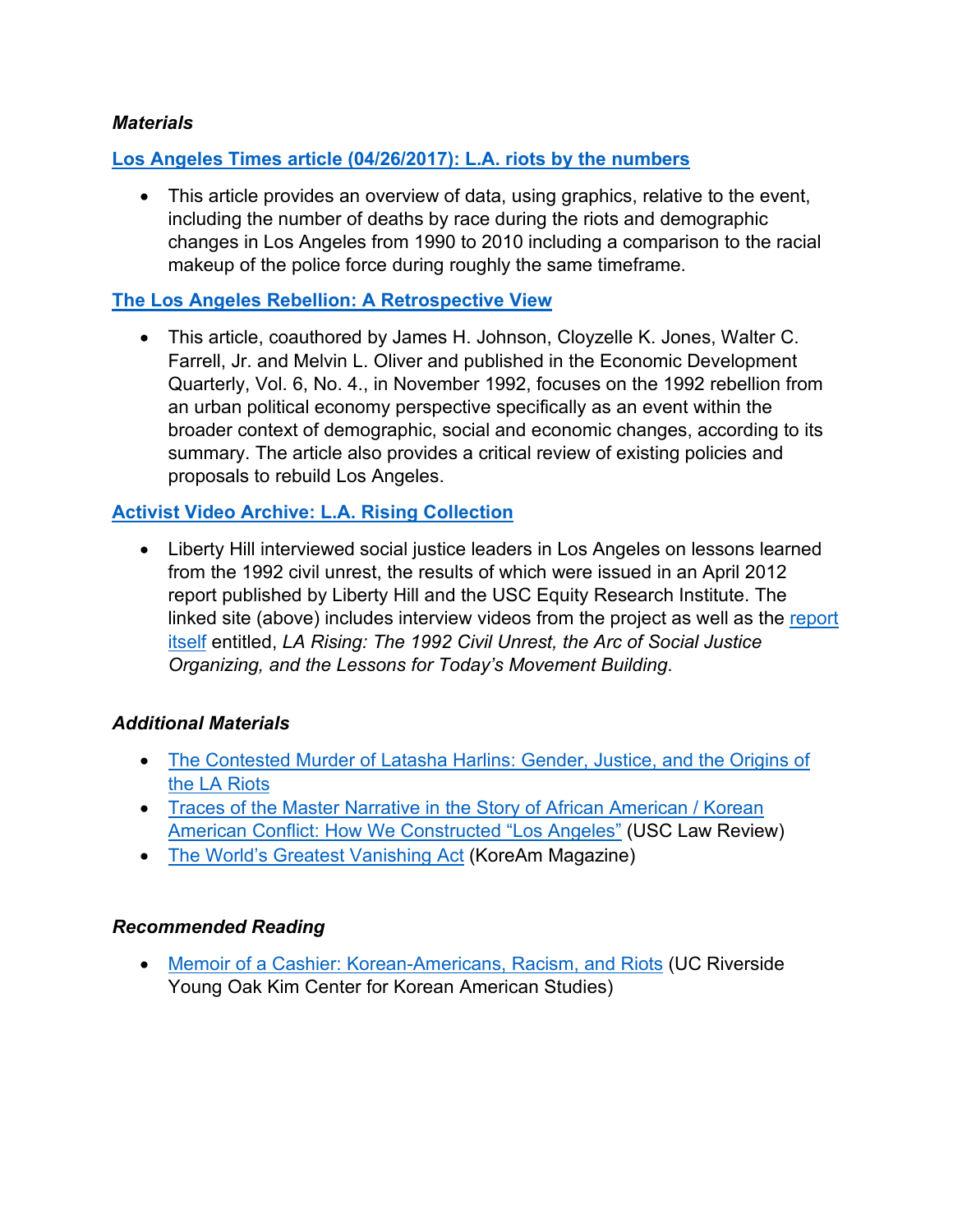***Materials***

**Los Angeles Times article (04/26/2017): L.A. riots by the numbers**

- This article provides an overview of data, using graphics, relative to the event, including the number of deaths by race during the riots and demographic changes in Los Angeles from 1990 to 2010 including a comparison to the racial makeup of the police force during roughly the same timeframe.

**The Los Angeles Rebellion: A Retrospective View**

- This article, coauthored by James H. Johnson, Cloyzelle K. Jones, Walter C. Farrell, Jr. and Melvin L. Oliver and published in the Economic Development Quarterly, Vol. 6, No. 4., in November 1992, focuses on the 1992 rebellion from an urban political economy perspective specifically as an event within the broader context of demographic, social and economic changes, according to its summary. The article also provides a critical review of existing policies and proposals to rebuild Los Angeles.

**Activist Video Archive: L.A. Rising Collection**

- Liberty Hill interviewed social justice leaders in Los Angeles on lessons learned from the 1992 civil unrest, the results of which were issued in an April 2012 report published by Liberty Hill and the USC Equity Research Institute. The linked site (above) includes interview videos from the project as well as the report itself entitled, *LA Rising: The 1992 Civil Unrest, the Arc of Social Justice Organizing, and the Lessons for Today's Movement Building*.

***Additional Materials***

- The Contested Murder of Latasha Harlins: Gender, Justice, and the Origins of the LA Riots
- Traces of the Master Narrative in the Story of African American / Korean American Conflict: How We Constructed "Los Angeles" (USC Law Review)
- The World's Greatest Vanishing Act (KoreAm Magazine)

***Recommended Reading***

- Memoir of a Cashier: Korean-Americans, Racism, and Riots (UC Riverside Young Oak Kim Center for Korean American Studies)